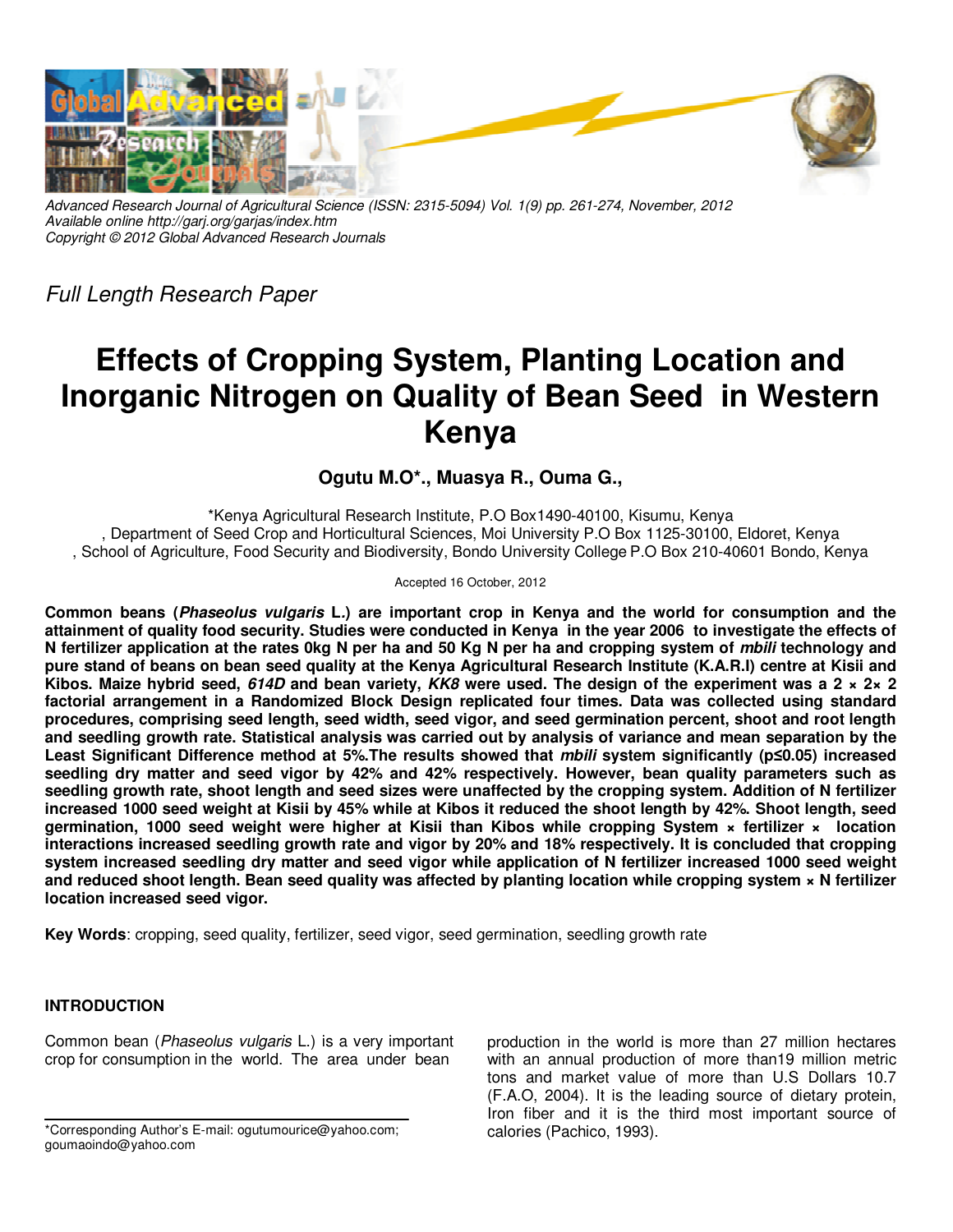Advanced Research Journal of Agricultural Science (ISSN: 2315-5094) Vol. 1(9) pp. 261-274, November, 2012
Available online http://garj.org/garjas/index.htm
Copyright © 2012 Global Advanced Research Journals

*Full Length Research Paper*

# Effects of Cropping System, Planting Location and Inorganic Nitrogen on Quality of Bean Seed in Western Kenya

**Ogutu M.O\*., Muasya R., Ouma G.,**

\*Kenya Agricultural Research Institute, P.O Box1490-40100, Kisumu, Kenya
, Department of Seed Crop and Horticultural Sciences, Moi University P.O Box 1125-30100, Eldoret, Kenya
, School of Agriculture, Food Security and Biodiversity, Bondo University College P.O Box 210-40601 Bondo, Kenya

Accepted 16 October, 2012

**Common beans (*Phaseolus vulgaris* L.) are important crop in Kenya and the world for consumption and the attainment of quality food security. Studies were conducted in Kenya in the year 2006 to investigate the effects of N fertilizer application at the rates 0kg N per ha and 50 Kg N per ha and cropping system of *mbili* technology and pure stand of beans on bean seed quality at the Kenya Agricultural Research Institute (K.A.R.I) centre at Kisii and Kibos. Maize hybrid seed, *614D* and bean variety, *KK8* were used. The design of the experiment was a 2 × 2× 2 factorial arrangement in a Randomized Block Design replicated four times. Data was collected using standard procedures, comprising seed length, seed width, seed vigor, and seed germination percent, shoot and root length and seedling growth rate. Statistical analysis was carried out by analysis of variance and mean separation by the Least Significant Difference method at 5%.The results showed that *mbili* system significantly (p≤0.05) increased seedling dry matter and seed vigor by 42% and 42% respectively. However, bean quality parameters such as seedling growth rate, shoot length and seed sizes were unaffected by the cropping system. Addition of N fertilizer increased 1000 seed weight at Kisii by 45% while at Kibos it reduced the shoot length by 42%. Shoot length, seed germination, 1000 seed weight were higher at Kisii than Kibos while cropping System × fertilizer × location interactions increased seedling growth rate and vigor by 20% and 18% respectively. It is concluded that cropping system increased seedling dry matter and seed vigor while application of N fertilizer increased 1000 seed weight and reduced shoot length. Bean seed quality was affected by planting location while cropping system × N fertilizer location increased seed vigor.**

**Key Words**: cropping, seed quality, fertilizer, seed vigor, seed germination, seedling growth rate

## INTRODUCTION

Common bean (*Phaseolus vulgaris* L.) is a very important crop for consumption in the world. The area under bean production in the world is more than 27 million hectares with an annual production of more than19 million metric tons and market value of more than U.S Dollars 10.7 (F.A.O, 2004). It is the leading source of dietary protein, Iron fiber and it is the third most important source of calories (Pachico, 1993).

\*Corresponding Author's E-mail: ogutumourice@yahoo.com; goumaoindo@yahoo.com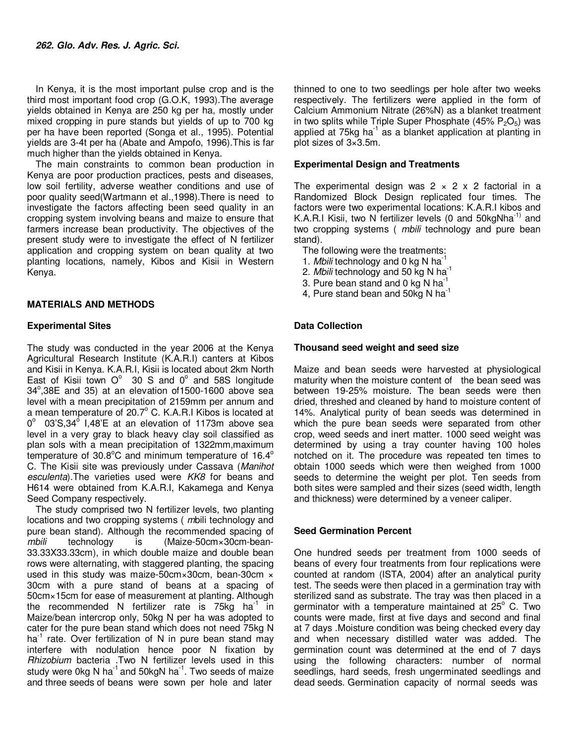In Kenya, it is the most important pulse crop and is the third most important food crop (G.O.K, 1993).The average yields obtained in Kenya are 250 kg per ha, mostly under mixed cropping in pure stands but yields of up to 700 kg per ha have been reported (Songa et al., 1995). Potential yields are 3-4t per ha (Abate and Ampofo, 1996).This is far much higher than the yields obtained in Kenya.

The main constraints to common bean production in Kenya are poor production practices, pests and diseases, low soil fertility, adverse weather conditions and use of poor quality seed(Wartmann et al.,1998).There is need to investigate the factors affecting been seed quality in an cropping system involving beans and maize to ensure that farmers increase bean productivity. The objectives of the present study were to investigate the effect of N fertilizer application and cropping system on bean quality at two planting locations, namely, Kibos and Kisii in Western Kenya.

## MATERIALS AND METHODS

### Experimental Sites

The study was conducted in the year 2006 at the Kenya Agricultural Research Institute (K.A.R.I) canters at Kibos and Kisii in Kenya. K.A.R.I, Kisii is located about 2km North East of Kisii town O° 30 S and 0° and 58S longitude 34°,38E and 35) at an elevation of1500-1600 above sea level with a mean precipitation of 2159mm per annum and a mean temperature of 20.7° C. K.A.R.I Kibos is located at 0° 03'S,34° I,48'E at an elevation of 1173m above sea level in a very gray to black heavy clay soil classified as plan sols with a mean precipitation of 1322mm,maximum temperature of 30.8°C and minimum temperature of 16.4° C. The Kisii site was previously under Cassava (*Manihot esculenta*).The varieties used were *KK8* for beans and H614 were obtained from K.A.R.I, Kakamega and Kenya Seed Company respectively.

The study comprised two N fertilizer levels, two planting locations and two cropping systems ( *m*bili technology and pure bean stand). Although the recommended spacing of *mbili* technology is (Maize-50cm×30cm-bean-33.33X33.33cm), in which double maize and double bean rows were alternating, with staggered planting, the spacing used in this study was maize-50cm×30cm, bean-30cm × 30cm with a pure stand of beans at a spacing of 50cm×15cm for ease of measurement at planting. Although the recommended N fertilizer rate is 75kg ha$^{-1}$ in Maize/bean intercrop only, 50kg N per ha was adopted to cater for the pure bean stand which does not need 75kg N ha$^{-1}$ rate. Over fertilization of N in pure bean stand may interfere with nodulation hence poor N fixation by *Rhizobium* bacteria .Two N fertilizer levels used in this study were 0kg N ha$^{-1}$ and 50kgN ha$^{-1}$. Two seeds of maize and three seeds of beans were sown per hole and later thinned to one to two seedlings per hole after two weeks respectively. The fertilizers were applied in the form of Calcium Ammonium Nitrate (26%N) as a blanket treatment in two splits while Triple Super Phosphate (45% $P_2O_5$) was applied at 75kg ha$^{-1}$ as a blanket application at planting in plot sizes of 3×3.5m.

### Experimental Design and Treatments

The experimental design was 2 × 2 x 2 factorial in a Randomized Block Design replicated four times. The factors were two experimental locations: K.A.R.I kibos and K.A.R.I Kisii, two N fertilizer levels (0 and 50kgNha$^{-1}$) and two cropping systems ( *mbili* technology and pure bean stand).

The following were the treatments:

1. *Mbili* technology and 0 kg N ha$^{-1}$
2. *Mbili* technology and 50 kg N ha$^{-1}$
3. Pure bean stand and 0 kg N ha$^{-1}$
4, Pure stand bean and 50kg N ha$^{-1}$

### Data Collection

### Thousand seed weight and seed size

Maize and bean seeds were harvested at physiological maturity when the moisture content of the bean seed was between 19-25% moisture. The bean seeds were then dried, threshed and cleaned by hand to moisture content of 14%. Analytical purity of bean seeds was determined in which the pure bean seeds were separated from other crop, weed seeds and inert matter. 1000 seed weight was determined by using a tray counter having 100 holes notched on it. The procedure was repeated ten times to obtain 1000 seeds which were then weighed from 1000 seeds to determine the weight per plot. Ten seeds from both sites were sampled and their sizes (seed width, length and thickness) were determined by a veneer caliper.

### Seed Germination Percent

One hundred seeds per treatment from 1000 seeds of beans of every four treatments from four replications were counted at random (ISTA, 2004) after an analytical purity test. The seeds were then placed in a germination tray with sterilized sand as substrate. The tray was then placed in a germinator with a temperature maintained at 25° C. Two counts were made, first at five days and second and final at 7 days .Moisture condition was being checked every day and when necessary distilled water was added. The germination count was determined at the end of 7 days using the following characters: number of normal seedlings, hard seeds, fresh ungerminated seedlings and dead seeds. Germination capacity of normal seeds was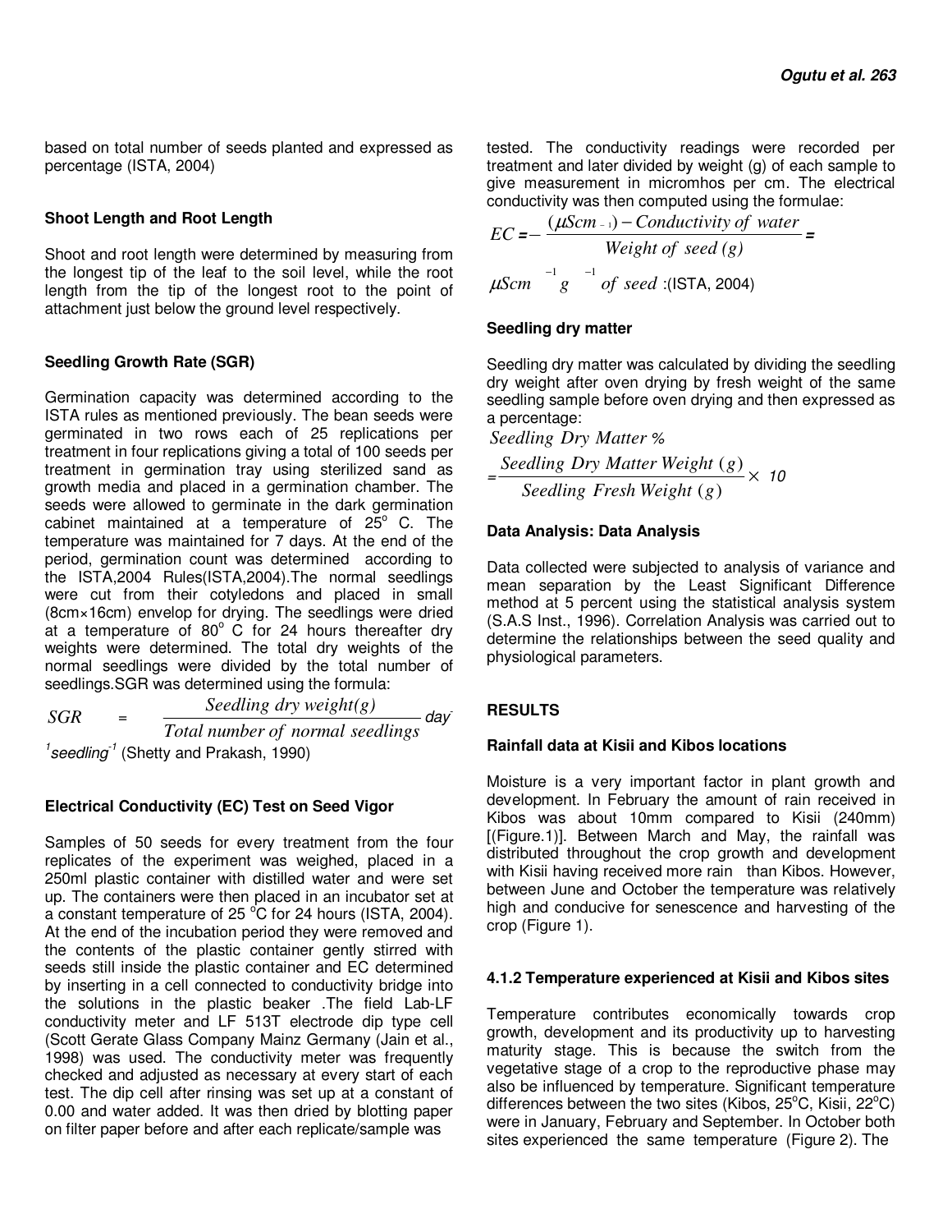based on total number of seeds planted and expressed as percentage (ISTA, 2004)

### Shoot Length and Root Length

Shoot and root length were determined by measuring from the longest tip of the leaf to the soil level, while the root length from the tip of the longest root to the point of attachment just below the ground level respectively.

### Seedling Growth Rate (SGR)

Germination capacity was determined according to the ISTA rules as mentioned previously. The bean seeds were germinated in two rows each of 25 replications per treatment in four replications giving a total of 100 seeds per treatment in germination tray using sterilized sand as growth media and placed in a germination chamber. The seeds were allowed to germinate in the dark germination cabinet maintained at a temperature of 25$^{o}$ C. The temperature was maintained for 7 days. At the end of the period, germination count was determined according to the ISTA,2004 Rules(ISTA,2004).The normal seedlings were cut from their cotyledons and placed in small (8cm×16cm) envelop for drying. The seedlings were dried at a temperature of 80$^{o}$ C for 24 hours thereafter dry weights were determined. The total dry weights of the normal seedlings were divided by the total number of seedlings.SGR was determined using the formula:

$$SGR = \frac{Seedling\ dry\ weight(g)}{Total\ number\ of\ normal\ seedlings}\ day^{-1}\ seedling^{-1}$$

(Shetty and Prakash, 1990)

### Electrical Conductivity (EC) Test on Seed Vigor

Samples of 50 seeds for every treatment from the four replicates of the experiment was weighed, placed in a 250ml plastic container with distilled water and were set up. The containers were then placed in an incubator set at a constant temperature of 25 $^{o}$C for 24 hours (ISTA, 2004). At the end of the incubation period they were removed and the contents of the plastic container gently stirred with seeds still inside the plastic container and EC determined by inserting in a cell connected to conductivity bridge into the solutions in the plastic beaker .The field Lab-LF conductivity meter and LF 513T electrode dip type cell (Scott Gerate Glass Company Mainz Germany (Jain et al., 1998) was used. The conductivity meter was frequently checked and adjusted as necessary at every start of each test. The dip cell after rinsing was set up at a constant of 0.00 and water added. It was then dried by blotting paper on filter paper before and after each replicate/sample was tested. The conductivity readings were recorded per treatment and later divided by weight (g) of each sample to give measurement in micromhos per cm. The electrical conductivity was then computed using the formulae:

$$EC = -\frac{(\mu Scm^{-1}) - Conductivity\ of\ water}{Weight\ of\ seed\ (g)} = \mu Scm^{-1}\ g^{-1}\ of\ seed$$

:(ISTA, 2004)

### Seedling dry matter

Seedling dry matter was calculated by dividing the seedling dry weight after oven drying by fresh weight of the same seedling sample before oven drying and then expressed as a percentage:

$$Seedling\ Dry\ Matter\ \% = \frac{Seedling\ Dry\ Matter\ Weight\ (g)}{Seedling\ Fresh\ Weight\ (g)} \times 10$$

### Data Analysis: Data Analysis

Data collected were subjected to analysis of variance and mean separation by the Least Significant Difference method at 5 percent using the statistical analysis system (S.A.S Inst., 1996). Correlation Analysis was carried out to determine the relationships between the seed quality and physiological parameters.

## RESULTS

### Rainfall data at Kisii and Kibos locations

Moisture is a very important factor in plant growth and development. In February the amount of rain received in Kibos was about 10mm compared to Kisii (240mm) [(Figure.1)]. Between March and May, the rainfall was distributed throughout the crop growth and development with Kisii having received more rain than Kibos. However, between June and October the temperature was relatively high and conducive for senescence and harvesting of the crop (Figure 1).

### 4.1.2 Temperature experienced at Kisii and Kibos sites

Temperature contributes economically towards crop growth, development and its productivity up to harvesting maturity stage. This is because the switch from the vegetative stage of a crop to the reproductive phase may also be influenced by temperature. Significant temperature differences between the two sites (Kibos, 25$^{o}$C, Kisii, 22$^{o}$C) were in January, February and September. In October both sites experienced the same temperature (Figure 2). The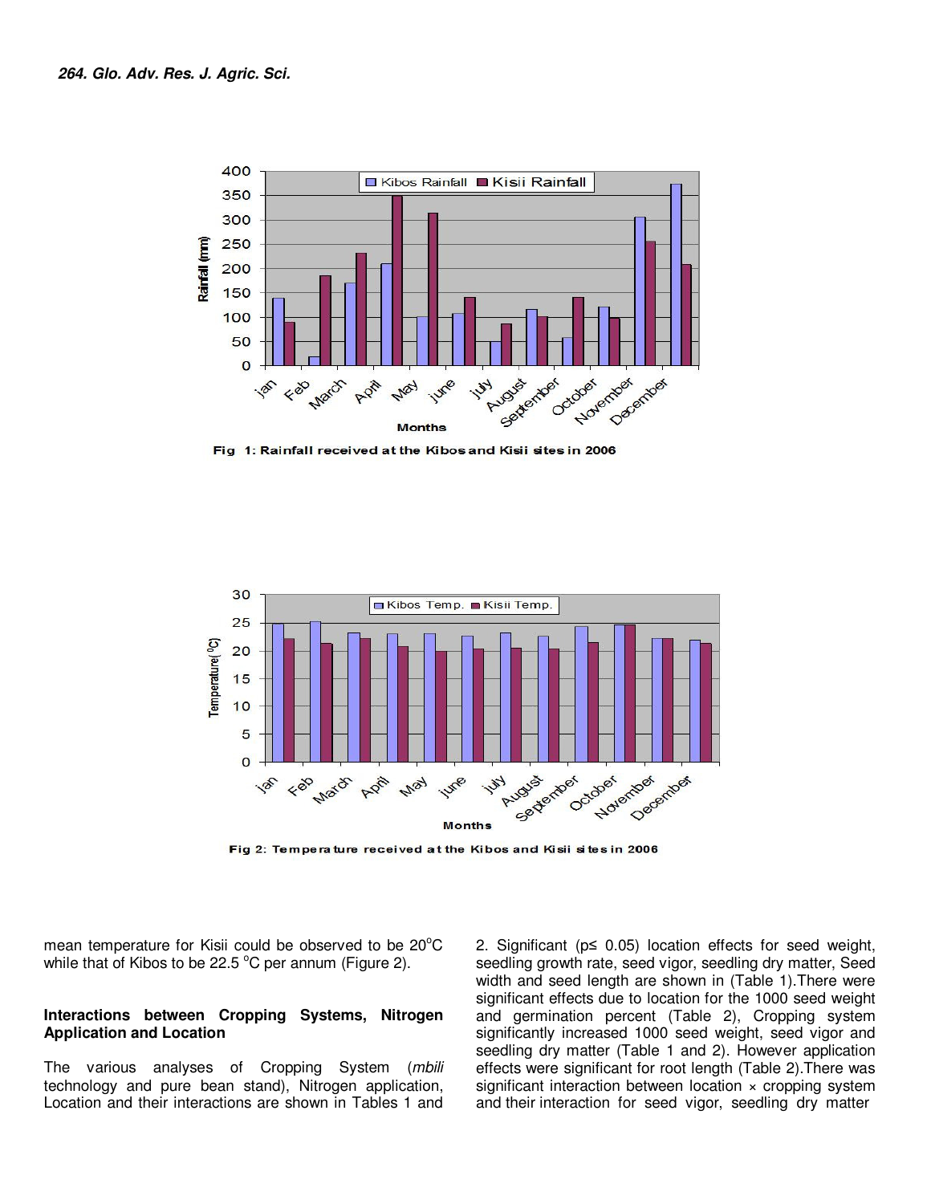Fig 1: Rainfall received at the Kibos and Kisii sites in 2006

Fig 2: Temperature received at the Kibos and Kisii sites in 2006

mean temperature for Kisii could be observed to be 20$^{o}$C while that of Kibos to be 22.5 $^{o}$C per annum (Figure 2).

### Interactions between Cropping Systems, Nitrogen Application and Location

The various analyses of Cropping System (*mbili* technology and pure bean stand), Nitrogen application, Location and their interactions are shown in Tables 1 and 2. Significant ($p \leq 0.05$) location effects for seed weight, seedling growth rate, seed vigor, seedling dry matter, Seed width and seed length are shown in (Table 1).There were significant effects due to location for the 1000 seed weight and germination percent (Table 2), Cropping system significantly increased 1000 seed weight, seed vigor and seedling dry matter (Table 1 and 2). However application effects were significant for root length (Table 2).There was significant interaction between location × cropping system and their interaction for seed vigor, seedling dry matter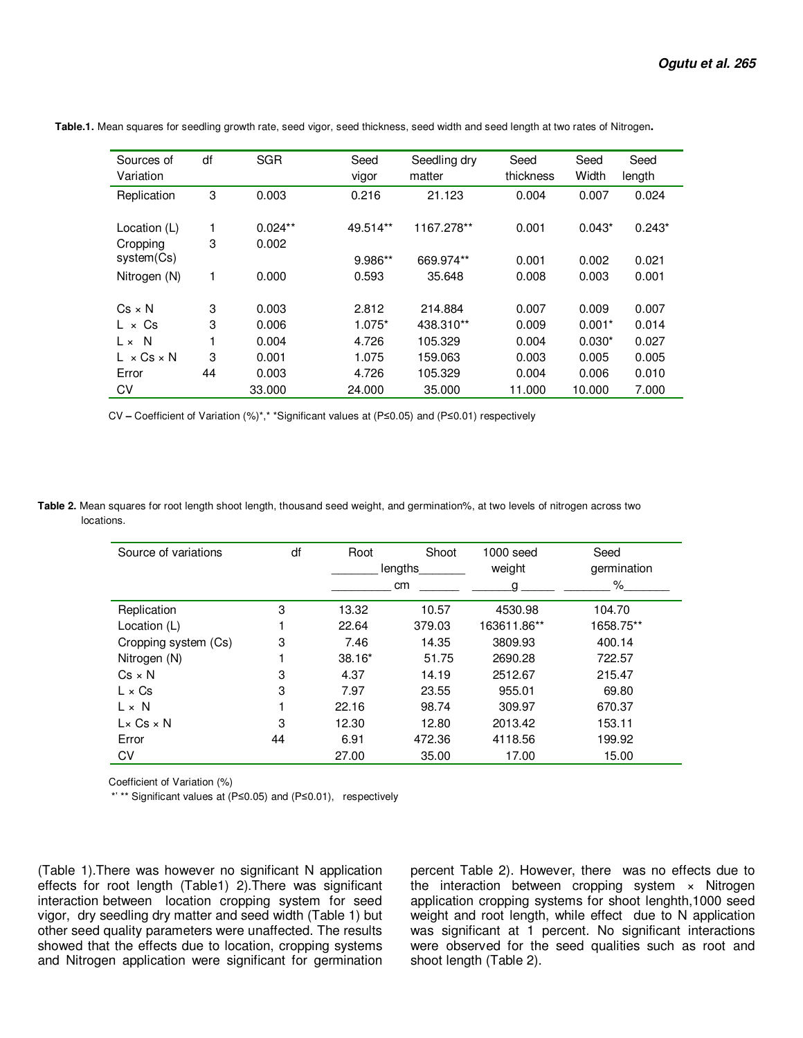**Table.1.** Mean squares for seedling growth rate, seed vigor, seed thickness, seed width and seed length at two rates of Nitrogen**.**

| Sources of Variation | df | SGR | Seed vigor | Seedling dry matter | Seed thickness | Seed Width | Seed length |
|---|---|---|---|---|---|---|---|
| Replication | 3 | 0.003 | 0.216 | 21.123 | 0.004 | 0.007 | 0.024 |
| Location (L) | 1 | 0.024** | 49.514** | 1167.278** | 0.001 | 0.043* | 0.243* |
| Cropping system(Cs) | 3 | 0.002 | 9.986** | 669.974** | 0.001 | 0.002 | 0.021 |
| Nitrogen (N) | 1 | 0.000 | 0.593 | 35.648 | 0.008 | 0.003 | 0.001 |
| Cs × N | 3 | 0.003 | 2.812 | 214.884 | 0.007 | 0.009 | 0.007 |
| L × Cs | 3 | 0.006 | 1.075* | 438.310** | 0.009 | 0.001* | 0.014 |
| L × N | 1 | 0.004 | 4.726 | 105.329 | 0.004 | 0.030* | 0.027 |
| L × Cs × N | 3 | 0.001 | 1.075 | 159.063 | 0.003 | 0.005 | 0.005 |
| Error | 44 | 0.003 | 4.726 | 105.329 | 0.004 | 0.006 | 0.010 |
| CV | | 33.000 | 24.000 | 35.000 | 11.000 | 10.000 | 7.000 |

CV **–** Coefficient of Variation (%)*,* *Significant values at (P≤0.05) and (P≤0.01) respectively

**Table 2.** Mean squares for root length shoot length, thousand seed weight, and germination%, at two levels of nitrogen across two locations.

| Source of variations | df | Root lengths (cm) | Shoot lengths (cm) | 1000 seed weight (g) | Seed germination (%) |
|---|---|---|---|---|---|
| Replication | 3 | 13.32 | 10.57 | 4530.98 | 104.70 |
| Location (L) | 1 | 22.64 | 379.03 | 163611.86** | 1658.75** |
| Cropping system (Cs) | 3 | 7.46 | 14.35 | 3809.93 | 400.14 |
| Nitrogen (N) | 1 | 38.16* | 51.75 | 2690.28 | 722.57 |
| Cs × N | 3 | 4.37 | 14.19 | 2512.67 | 215.47 |
| L × Cs | 3 | 7.97 | 23.55 | 955.01 | 69.80 |
| L × N | 1 | 22.16 | 98.74 | 309.97 | 670.37 |
| L× Cs × N | 3 | 12.30 | 12.80 | 2013.42 | 153.11 |
| Error | 44 | 6.91 | 472.36 | 4118.56 | 199.92 |
| CV | | 27.00 | 35.00 | 17.00 | 15.00 |

Coefficient of Variation (%)

*' ** Significant values at (P≤0.05) and (P≤0.01), respectively

(Table 1).There was however no significant N application effects for root length (Table1) 2).There was significant interaction between location cropping system for seed vigor, dry seedling dry matter and seed width (Table 1) but other seed quality parameters were unaffected. The results showed that the effects due to location, cropping systems and Nitrogen application were significant for germination percent Table 2). However, there was no effects due to the interaction between cropping system × Nitrogen application cropping systems for shoot lenghth,1000 seed weight and root length, while effect due to N application was significant at 1 percent. No significant interactions were observed for the seed qualities such as root and shoot length (Table 2).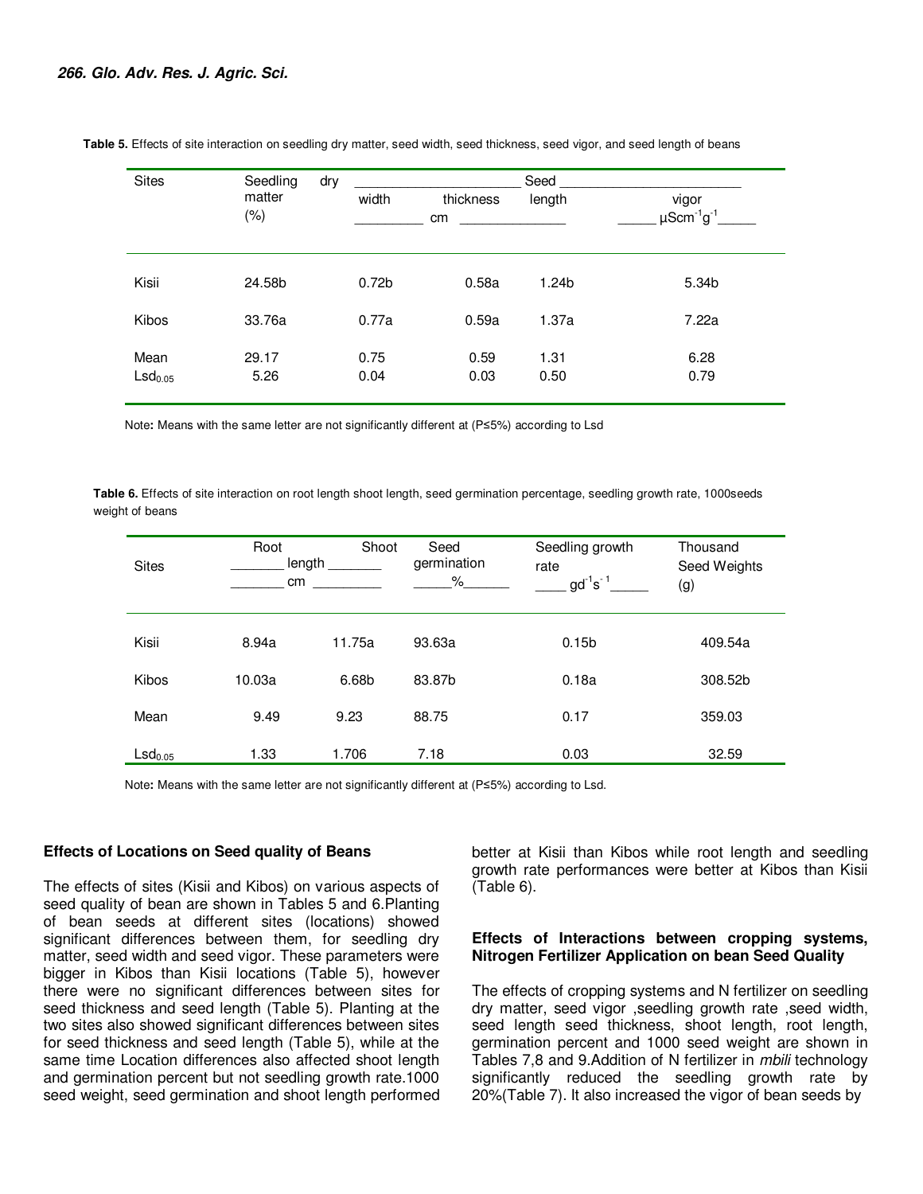**Table 5.** Effects of site interaction on seedling dry matter, seed width, seed thickness, seed vigor, and seed length of beans

| Sites | Seedling dry matter (%) | Seed width | thickness | length | vigor |
|---|---|---|---|---|---|
| | | cm | | | $\mu Scm^{-1}g^{-1}$ |
| Kisii | 24.58b | 0.72b | 0.58a | 1.24b | 5.34b |
| Kibos | 33.76a | 0.77a | 0.59a | 1.37a | 7.22a |
| Mean | 29.17 | 0.75 | 0.59 | 1.31 | 6.28 |
| $Lsd_{0.05}$ | 5.26 | 0.04 | 0.03 | 0.50 | 0.79 |

Note**:** Means with the same letter are not significantly different at (P≤5%) according to Lsd

**Table 6.** Effects of site interaction on root length shoot length, seed germination percentage, seedling growth rate, 1000seeds weight of beans

| Sites | Root length | Shoot length | Seed germination | Seedling growth rate | Thousand Seed Weights (g) |
|---|---|---|---|---|---|
| | cm | | % | $gd^{-1}s^{-1}$ | |
| Kisii | 8.94a | 11.75a | 93.63a | 0.15b | 409.54a |
| Kibos | 10.03a | 6.68b | 83.87b | 0.18a | 308.52b |
| Mean | 9.49 | 9.23 | 88.75 | 0.17 | 359.03 |
| $Lsd_{0.05}$ | 1.33 | 1.706 | 7.18 | 0.03 | 32.59 |

Note**:** Means with the same letter are not significantly different at (P≤5%) according to Lsd.

### Effects of Locations on Seed quality of Beans

The effects of sites (Kisii and Kibos) on various aspects of seed quality of bean are shown in Tables 5 and 6.Planting of bean seeds at different sites (locations) showed significant differences between them, for seedling dry matter, seed width and seed vigor. These parameters were bigger in Kibos than Kisii locations (Table 5), however there were no significant differences between sites for seed thickness and seed length (Table 5). Planting at the two sites also showed significant differences between sites for seed thickness and seed length (Table 5), while at the same time Location differences also affected shoot length and germination percent but not seedling growth rate.1000 seed weight, seed germination and shoot length performed better at Kisii than Kibos while root length and seedling growth rate performances were better at Kibos than Kisii (Table 6).

### Effects of Interactions between cropping systems, Nitrogen Fertilizer Application on bean Seed Quality

The effects of cropping systems and N fertilizer on seedling dry matter, seed vigor ,seedling growth rate ,seed width, seed length seed thickness, shoot length, root length, germination percent and 1000 seed weight are shown in Tables 7,8 and 9.Addition of N fertilizer in *mbili* technology significantly reduced the seedling growth rate by 20%(Table 7). It also increased the vigor of bean seeds by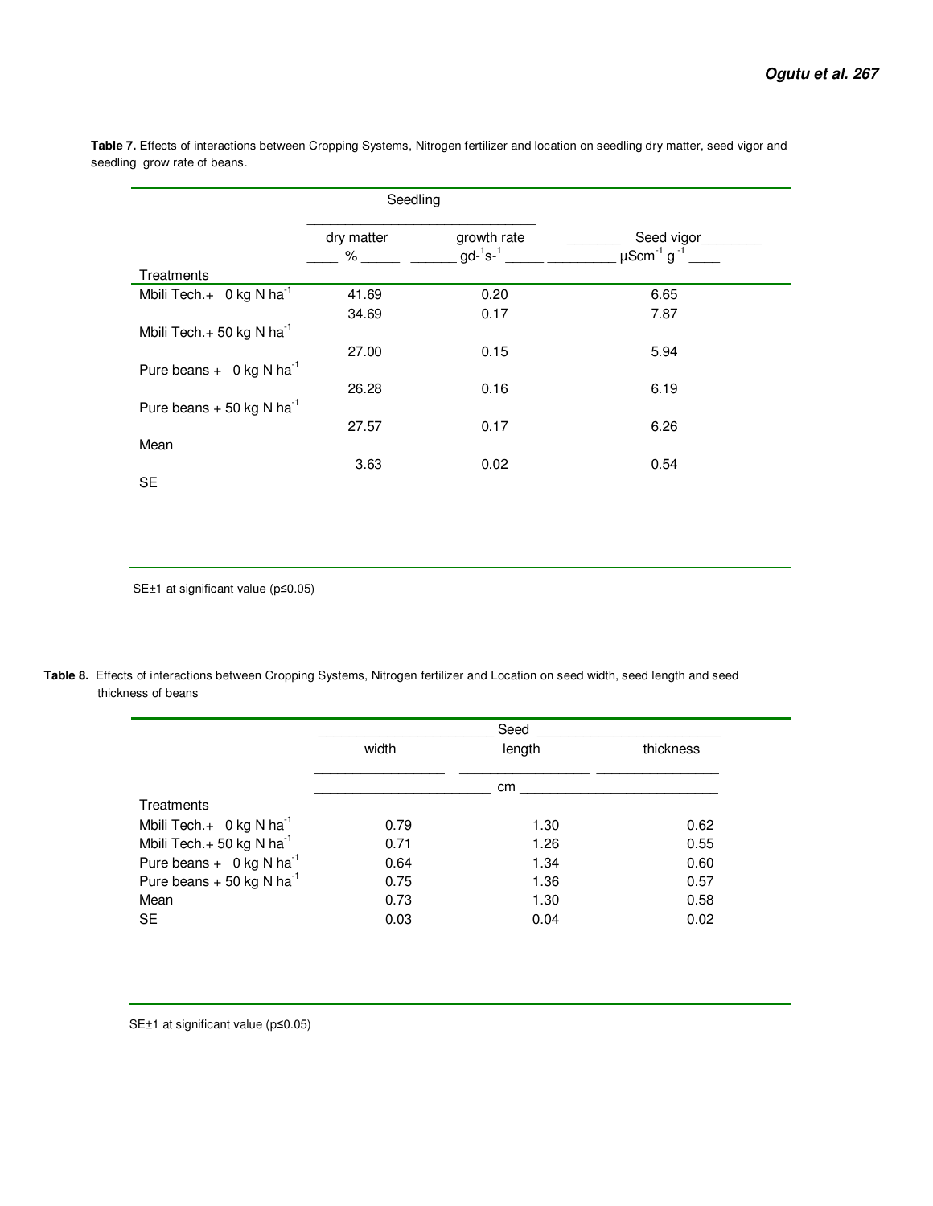**Table 7.** Effects of interactions between Cropping Systems, Nitrogen fertilizer and location on seedling dry matter, seed vigor and seedling grow rate of beans.

| Treatments | Seedling dry matter (%) | Seedling growth rate ($gd^{-1}s^{-1}$) | Seed vigor ($\mu Scm^{-1}\ g^{-1}$) |
|---|---|---|---|
| Mbili Tech.+ 0 kg N $ha^{-1}$ | 41.69 | 0.20 | 6.65 |
| Mbili Tech.+ 50 kg N $ha^{-1}$ | 34.69 | 0.17 | 7.87 |
| Pure beans + 0 kg N $ha^{-1}$ | 27.00 | 0.15 | 5.94 |
| Pure beans + 50 kg N $ha^{-1}$ | 26.28 | 0.16 | 6.19 |
| Mean | 27.57 | 0.17 | 6.26 |
| SE | 3.63 | 0.02 | 0.54 |

SE±1 at significant value ($p \leq 0.05$)

**Table 8.** Effects of interactions between Cropping Systems, Nitrogen fertilizer and Location on seed width, seed length and seed thickness of beans

| Treatments | Seed width (cm) | Seed length (cm) | Seed thickness (cm) |
|---|---|---|---|
| Mbili Tech.+ 0 kg N $ha^{-1}$ | 0.79 | 1.30 | 0.62 |
| Mbili Tech.+ 50 kg N $ha^{-1}$ | 0.71 | 1.26 | 0.55 |
| Pure beans + 0 kg N $ha^{-1}$ | 0.64 | 1.34 | 0.60 |
| Pure beans + 50 kg N $ha^{-1}$ | 0.75 | 1.36 | 0.57 |
| Mean | 0.73 | 1.30 | 0.58 |
| SE | 0.03 | 0.04 | 0.02 |

SE±1 at significant value ($p \leq 0.05$)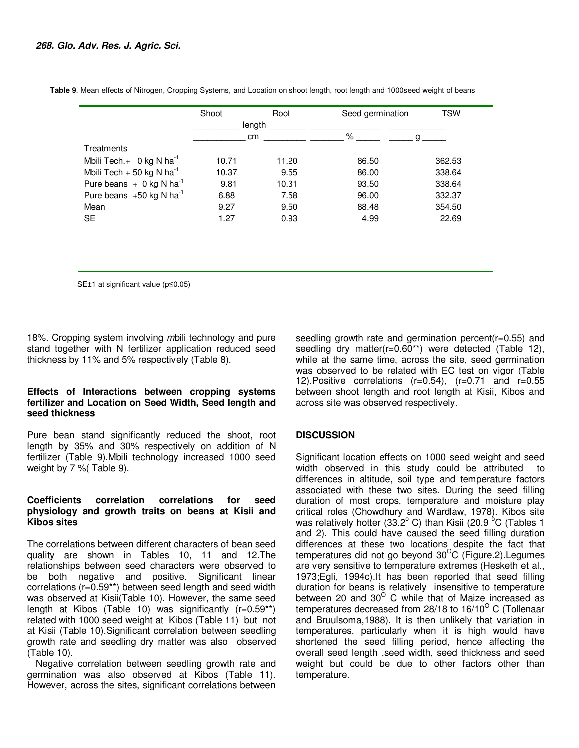**Table 9**. Mean effects of Nitrogen, Cropping Systems, and Location on shoot length, root length and 1000seed weight of beans

| Treatments | Shoot length (cm) | Root length (cm) | Seed germination (%) | TSW (g) |
|---|---|---|---|---|
| Mbili Tech.+ 0 kg N ha$^{-1}$ | 10.71 | 11.20 | 86.50 | 362.53 |
| Mbili Tech + 50 kg N ha$^{-1}$ | 10.37 | 9.55 | 86.00 | 338.64 |
| Pure beans + 0 kg N ha$^{-1}$ | 9.81 | 10.31 | 93.50 | 338.64 |
| Pure beans +50 kg N ha$^{-1}$ | 6.88 | 7.58 | 96.00 | 332.37 |
| Mean | 9.27 | 9.50 | 88.48 | 354.50 |
| SE | 1.27 | 0.93 | 4.99 | 22.69 |

SE±1 at significant value (p≤0.05)

18%. Cropping system involving *m*bili technology and pure stand together with N fertilizer application reduced seed thickness by 11% and 5% respectively (Table 8).

### Effects of Interactions between cropping systems fertilizer and Location on Seed Width, Seed length and seed thickness

Pure bean stand significantly reduced the shoot, root length by 35% and 30% respectively on addition of N fertilizer (Table 9).Mbili technology increased 1000 seed weight by 7 %( Table 9).

### Coefficients correlation correlations for seed physiology and growth traits on beans at Kisii and Kibos sites

The correlations between different characters of bean seed quality are shown in Tables 10, 11 and 12.The relationships between seed characters were observed to be both negative and positive. Significant linear correlations (r=0.59**) between seed length and seed width was observed at Kisii(Table 10). However, the same seed length at Kibos (Table 10) was significantly (r=0.59**) related with 1000 seed weight at Kibos (Table 11) but not at Kisii (Table 10).Significant correlation between seedling growth rate and seedling dry matter was also observed (Table 10).

Negative correlation between seedling growth rate and germination was also observed at Kibos (Table 11). However, across the sites, significant correlations between seedling growth rate and germination percent(r=0.55) and seedling dry matter(r=0.60**) were detected (Table 12), while at the same time, across the site, seed germination was observed to be related with EC test on vigor (Table 12).Positive correlations (r=0.54), (r=0.71 and r=0.55 between shoot length and root length at Kisii, Kibos and across site was observed respectively.

## DISCUSSION

Significant location effects on 1000 seed weight and seed width observed in this study could be attributed to differences in altitude, soil type and temperature factors associated with these two sites. During the seed filling duration of most crops, temperature and moisture play critical roles (Chowdhury and Wardlaw, 1978). Kibos site was relatively hotter (33.2$^{o}$ C) than Kisii (20.9 $^{o}$C (Tables 1 and 2). This could have caused the seed filling duration differences at these two locations despite the fact that temperatures did not go beyond 30$^{O}$C (Figure.2).Legumes are very sensitive to temperature extremes (Hesketh et al., 1973;Egli, 1994c).It has been reported that seed filling duration for beans is relatively insensitive to temperature between 20 and 30$^{O}$ C while that of Maize increased as temperatures decreased from 28/18 to 16/10$^{O}$ C (Tollenaar and Bruulsoma,1988). It is then unlikely that variation in temperatures, particularly when it is high would have shortened the seed filling period, hence affecting the overall seed length ,seed width, seed thickness and seed weight but could be due to other factors other than temperature.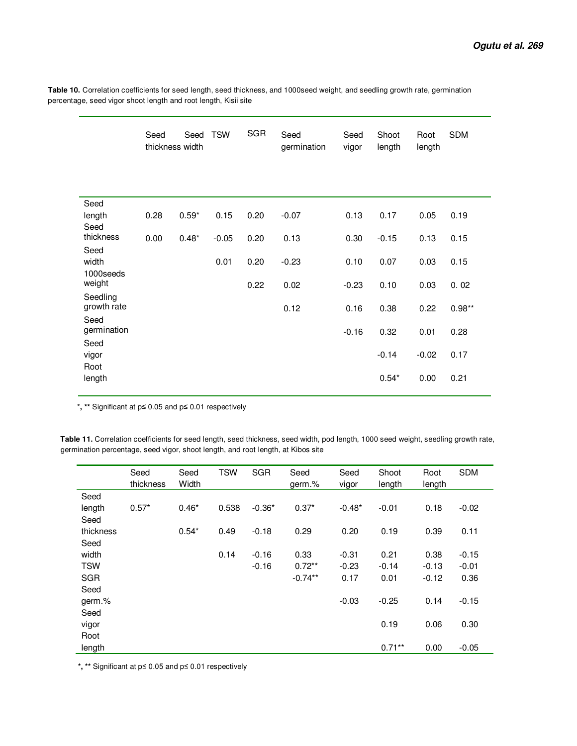**Table 10.** Correlation coefficients for seed length, seed thickness, and 1000seed weight, and seedling growth rate, germination percentage, seed vigor shoot length and root length, Kisii site

| | Seed thickness | Seed width | TSW | SGR | Seed germination | Seed vigor | Shoot length | Root length | SDM |
|---|---|---|---|---|---|---|---|---|---|
| Seed length | 0.28 | 0.59* | 0.15 | 0.20 | -0.07 | 0.13 | 0.17 | 0.05 | 0.19 |
| Seed thickness | 0.00 | 0.48* | -0.05 | 0.20 | 0.13 | 0.30 | -0.15 | 0.13 | 0.15 |
| Seed width | | | 0.01 | 0.20 | -0.23 | 0.10 | 0.07 | 0.03 | 0.15 |
| 1000seeds weight | | | | 0.22 | 0.02 | -0.23 | 0.10 | 0.03 | 0. 02 |
| Seedling growth rate | | | | | 0.12 | 0.16 | 0.38 | 0.22 | 0.98** |
| Seed germination | | | | | | -0.16 | 0.32 | 0.01 | 0.28 |
| Seed vigor | | | | | | | -0.14 | -0.02 | 0.17 |
| Root length | | | | | | | 0.54* | 0.00 | 0.21 |

*, ** Significant at p≤ 0.05 and p≤ 0.01 respectively

**Table 11.** Correlation coefficients for seed length, seed thickness, seed width, pod length, 1000 seed weight, seedling growth rate, germination percentage, seed vigor, shoot length, and root length, at Kibos site

| | Seed thickness | Seed Width | TSW | SGR | Seed germ.% | Seed vigor | Shoot length | Root length | SDM |
|---|---|---|---|---|---|---|---|---|---|
| Seed length | 0.57* | 0.46* | 0.538 | -0.36* | 0.37* | -0.48* | -0.01 | 0.18 | -0.02 |
| Seed thickness | | 0.54* | 0.49 | -0.18 | 0.29 | 0.20 | 0.19 | 0.39 | 0.11 |
| Seed width | | | 0.14 | -0.16 | 0.33 | -0.31 | 0.21 | 0.38 | -0.15 |
| TSW | | | | -0.16 | 0.72** | -0.23 | -0.14 | -0.13 | -0.01 |
| SGR | | | | | -0.74** | 0.17 | 0.01 | -0.12 | 0.36 |
| Seed germ.% | | | | | | -0.03 | -0.25 | 0.14 | -0.15 |
| Seed vigor | | | | | | | 0.19 | 0.06 | 0.30 |
| Root length | | | | | | | 0.71** | 0.00 | -0.05 |

*, ** Significant at p≤ 0.05 and p≤ 0.01 respectively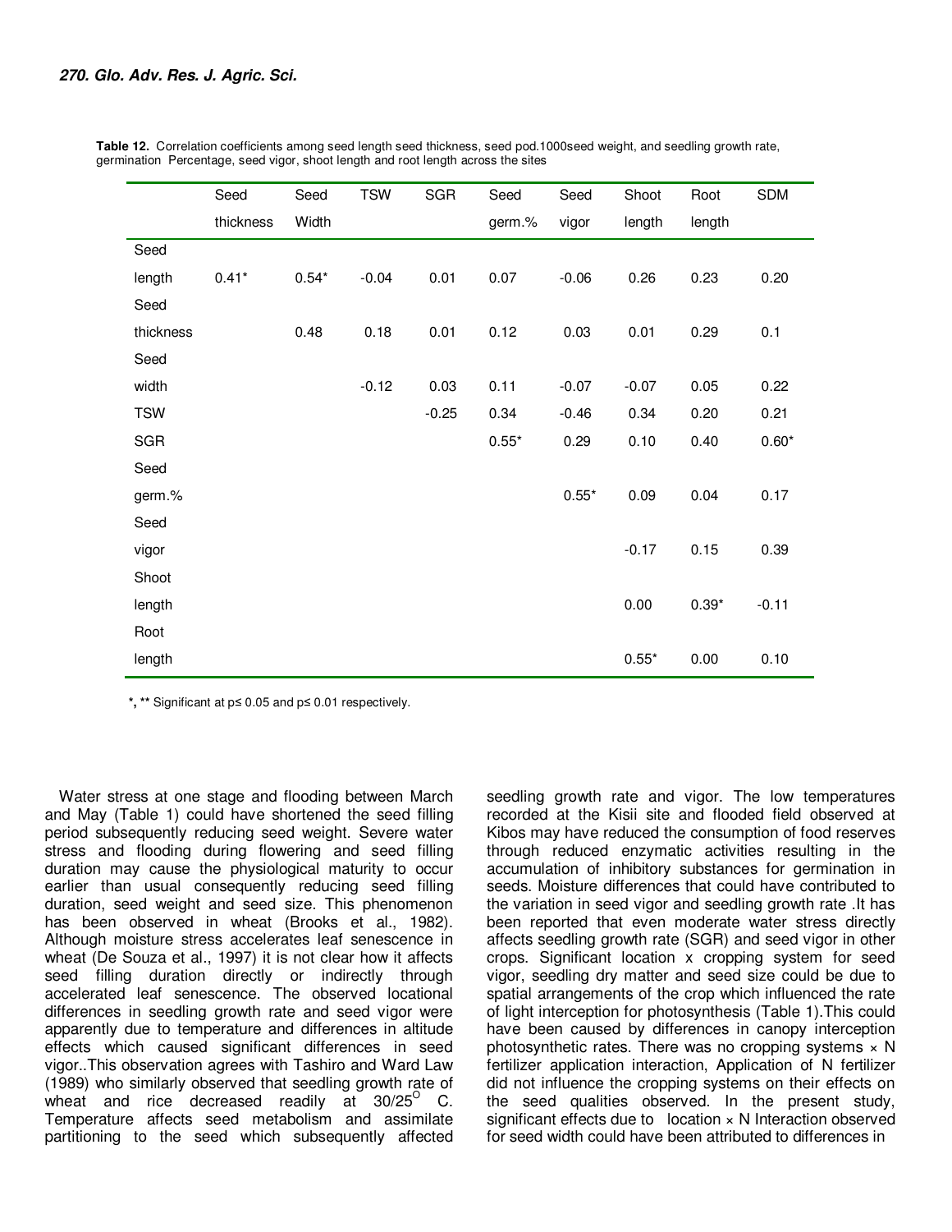**Table 12.** Correlation coefficients among seed length seed thickness, seed pod.1000seed weight, and seedling growth rate, germination Percentage, seed vigor, shoot length and root length across the sites

| | Seed thickness | Seed Width | TSW | SGR | Seed germ.% | Seed vigor | Shoot length | Root length | SDM |
|---|---|---|---|---|---|---|---|---|---|
| Seed length | 0.41* | 0.54* | -0.04 | 0.01 | 0.07 | -0.06 | 0.26 | 0.23 | 0.20 |
| Seed thickness | | 0.48 | 0.18 | 0.01 | 0.12 | 0.03 | 0.01 | 0.29 | 0.1 |
| Seed width | | | -0.12 | 0.03 | 0.11 | -0.07 | -0.07 | 0.05 | 0.22 |
| TSW | | | | -0.25 | 0.34 | -0.46 | 0.34 | 0.20 | 0.21 |
| SGR | | | | | 0.55* | 0.29 | 0.10 | 0.40 | 0.60* |
| Seed germ.% | | | | | | 0.55* | 0.09 | 0.04 | 0.17 |
| Seed vigor | | | | | | | -0.17 | 0.15 | 0.39 |
| Shoot length | | | | | | | 0.00 | 0.39* | -0.11 |
| Root length | | | | | | | 0.55* | 0.00 | 0.10 |

*, ** Significant at p≤ 0.05 and p≤ 0.01 respectively.

Water stress at one stage and flooding between March and May (Table 1) could have shortened the seed filling period subsequently reducing seed weight. Severe water stress and flooding during flowering and seed filling duration may cause the physiological maturity to occur earlier than usual consequently reducing seed filling duration, seed weight and seed size. This phenomenon has been observed in wheat (Brooks et al., 1982). Although moisture stress accelerates leaf senescence in wheat (De Souza et al., 1997) it is not clear how it affects seed filling duration directly or indirectly through accelerated leaf senescence. The observed locational differences in seedling growth rate and seed vigor were apparently due to temperature and differences in altitude effects which caused significant differences in seed vigor..This observation agrees with Tashiro and Ward Law (1989) who similarly observed that seedling growth rate of wheat and rice decreased readily at 30/25$^{O}$ C. Temperature affects seed metabolism and assimilate partitioning to the seed which subsequently affected seedling growth rate and vigor. The low temperatures recorded at the Kisii site and flooded field observed at Kibos may have reduced the consumption of food reserves through reduced enzymatic activities resulting in the accumulation of inhibitory substances for germination in seeds. Moisture differences that could have contributed to the variation in seed vigor and seedling growth rate .It has been reported that even moderate water stress directly affects seedling growth rate (SGR) and seed vigor in other crops. Significant location x cropping system for seed vigor, seedling dry matter and seed size could be due to spatial arrangements of the crop which influenced the rate of light interception for photosynthesis (Table 1).This could have been caused by differences in canopy interception photosynthetic rates. There was no cropping systems × N fertilizer application interaction, Application of N fertilizer did not influence the cropping systems on their effects on the seed qualities observed. In the present study, significant effects due to location × N Interaction observed for seed width could have been attributed to differences in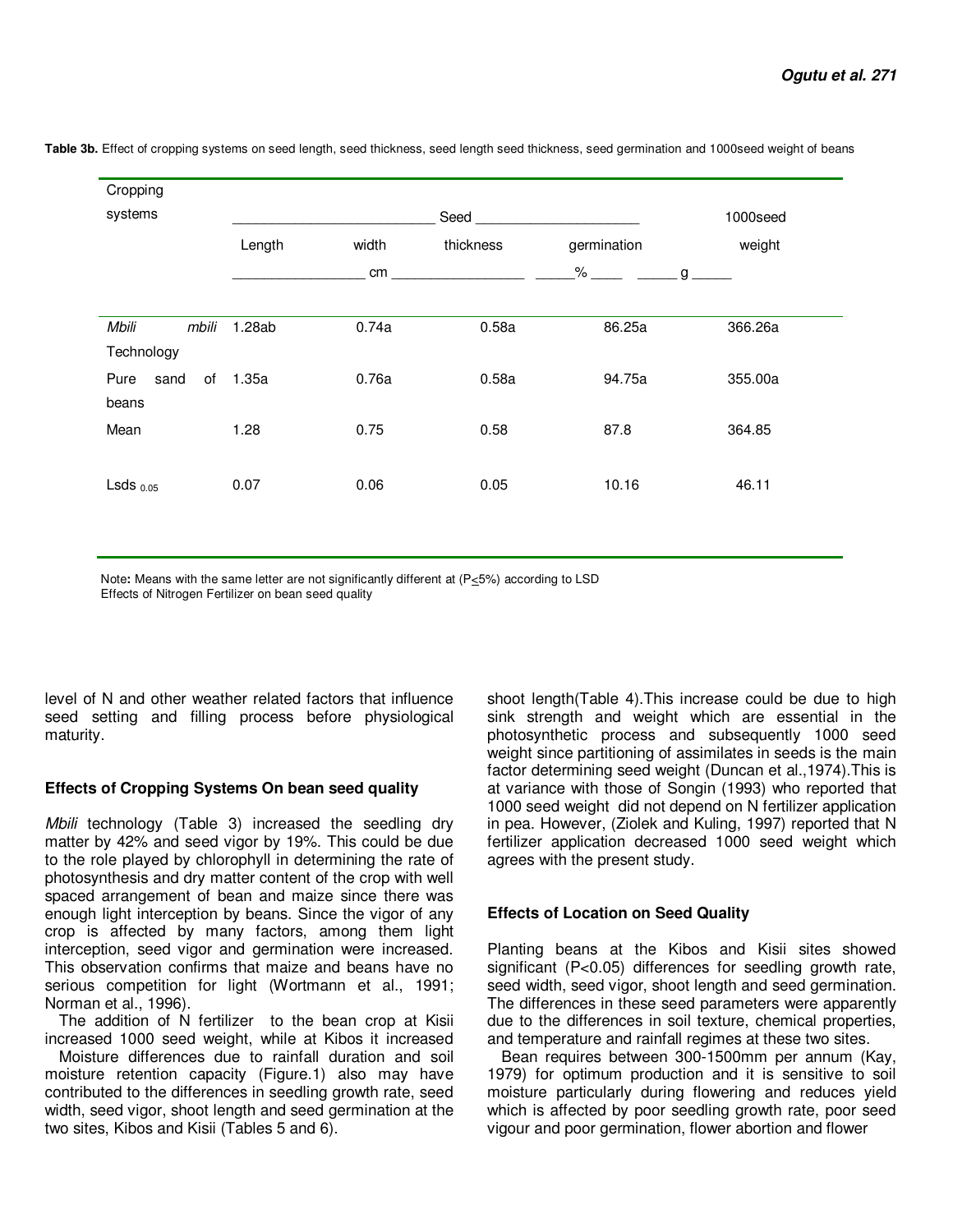**Table 3b.** Effect of cropping systems on seed length, seed thickness, seed length seed thickness, seed germination and 1000seed weight of beans

| Cropping systems | Seed | | | | 1000seed |
|---|---|---|---|---|---|
| | Length | width | thickness | germination | weight |
| | cm | | | % | g |
| *Mbili mbili* Technology | 1.28ab | 0.74a | 0.58a | 86.25a | 366.26a |
| Pure sand of beans | 1.35a | 0.76a | 0.58a | 94.75a | 355.00a |
| Mean | 1.28 | 0.75 | 0.58 | 87.8 | 364.85 |
| Lsds $_{0.05}$ | 0.07 | 0.06 | 0.05 | 10.16 | 46.11 |

Note**:** Means with the same letter are not significantly different at (P≤5%) according to LSD
Effects of Nitrogen Fertilizer on bean seed quality

level of N and other weather related factors that influence seed setting and filling process before physiological maturity.

### Effects of Cropping Systems On bean seed quality

*Mbili* technology (Table 3) increased the seedling dry matter by 42% and seed vigor by 19%. This could be due to the role played by chlorophyll in determining the rate of photosynthesis and dry matter content of the crop with well spaced arrangement of bean and maize since there was enough light interception by beans. Since the vigor of any crop is affected by many factors, among them light interception, seed vigor and germination were increased. This observation confirms that maize and beans have no serious competition for light (Wortmann et al., 1991; Norman et al., 1996).

The addition of N fertilizer to the bean crop at Kisii increased 1000 seed weight, while at Kibos it increased

Moisture differences due to rainfall duration and soil moisture retention capacity (Figure.1) also may have contributed to the differences in seedling growth rate, seed width, seed vigor, shoot length and seed germination at the two sites, Kibos and Kisii (Tables 5 and 6).

shoot length(Table 4).This increase could be due to high sink strength and weight which are essential in the photosynthetic process and subsequently 1000 seed weight since partitioning of assimilates in seeds is the main factor determining seed weight (Duncan et al.,1974).This is at variance with those of Songin (1993) who reported that 1000 seed weight did not depend on N fertilizer application in pea. However, (Ziolek and Kuling, 1997) reported that N fertilizer application decreased 1000 seed weight which agrees with the present study.

### Effects of Location on Seed Quality

Planting beans at the Kibos and Kisii sites showed significant (P<0.05) differences for seedling growth rate, seed width, seed vigor, shoot length and seed germination. The differences in these seed parameters were apparently due to the differences in soil texture, chemical properties, and temperature and rainfall regimes at these two sites.

Bean requires between 300-1500mm per annum (Kay, 1979) for optimum production and it is sensitive to soil moisture particularly during flowering and reduces yield which is affected by poor seedling growth rate, poor seed vigour and poor germination, flower abortion and flower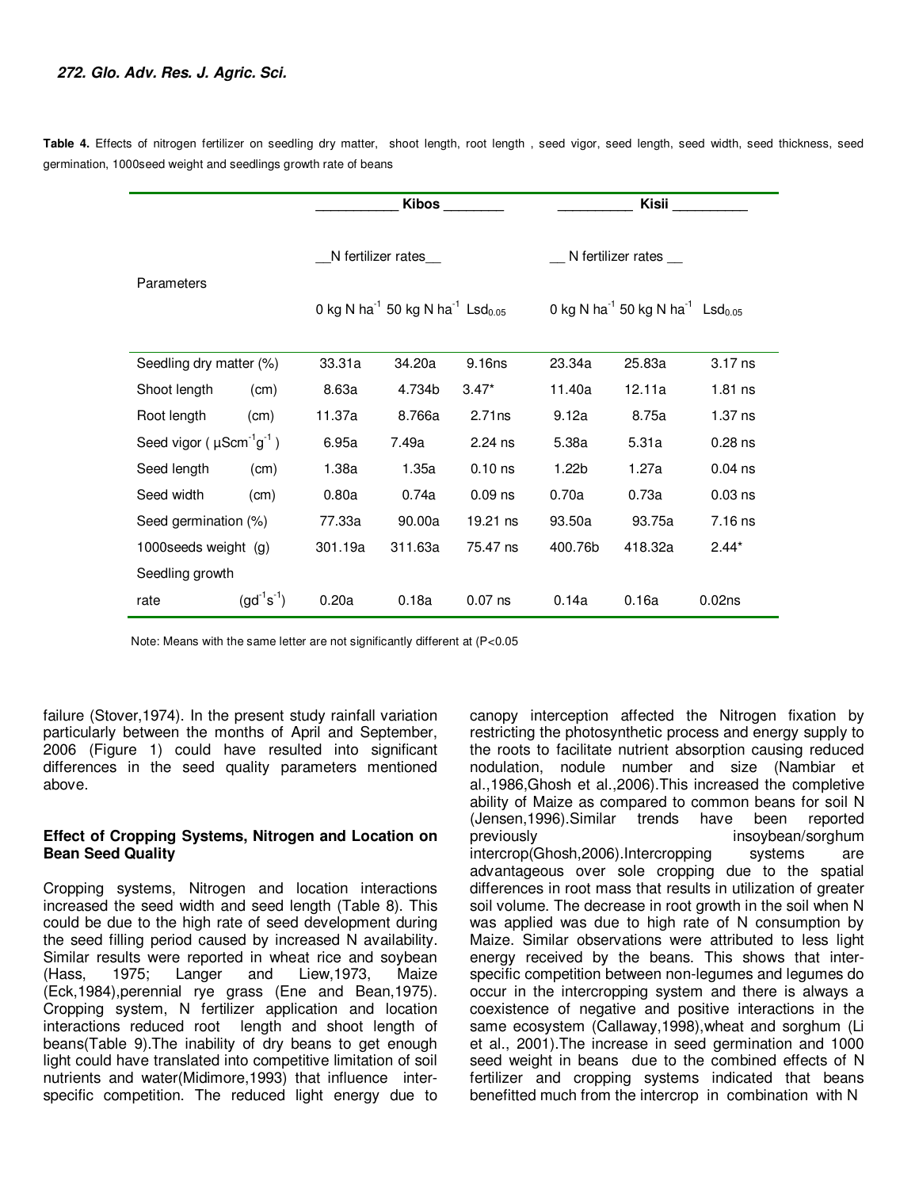**Table 4.** Effects of nitrogen fertilizer on seedling dry matter, shoot length, root length , seed vigor, seed length, seed width, seed thickness, seed germination, 1000seed weight and seedlings growth rate of beans

| Parameters | Kibos | | | Kisii | | |
|---|---|---|---|---|---|---|
| | N fertilizer rates | | | N fertilizer rates | | |
| | 0 kg N ha$^{-1}$ | 50 kg N ha$^{-1}$ | $Lsd_{0.05}$ | 0 kg N ha$^{-1}$ | 50 kg N ha$^{-1}$ | $Lsd_{0.05}$ |
| Seedling dry matter (%) | 33.31a | 34.20a | 9.16ns | 23.34a | 25.83a | 3.17 ns |
| Shoot length (cm) | 8.63a | 4.734b | 3.47* | 11.40a | 12.11a | 1.81 ns |
| Root length (cm) | 11.37a | 8.766a | 2.71ns | 9.12a | 8.75a | 1.37 ns |
| Seed vigor ( µScm$^{-1}$g$^{-1}$ ) | 6.95a | 7.49a | 2.24 ns | 5.38a | 5.31a | 0.28 ns |
| Seed length (cm) | 1.38a | 1.35a | 0.10 ns | 1.22b | 1.27a | 0.04 ns |
| Seed width (cm) | 0.80a | 0.74a | 0.09 ns | 0.70a | 0.73a | 0.03 ns |
| Seed germination (%) | 77.33a | 90.00a | 19.21 ns | 93.50a | 93.75a | 7.16 ns |
| 1000seeds weight (g) | 301.19a | 311.63a | 75.47 ns | 400.76b | 418.32a | 2.44* |
| Seedling growth rate (gd$^{-1}$s$^{-1}$) | 0.20a | 0.18a | 0.07 ns | 0.14a | 0.16a | 0.02ns |

Note: Means with the same letter are not significantly different at (P<0.05

failure (Stover,1974). In the present study rainfall variation particularly between the months of April and September, 2006 (Figure 1) could have resulted into significant differences in the seed quality parameters mentioned above.

### Effect of Cropping Systems, Nitrogen and Location on Bean Seed Quality

Cropping systems, Nitrogen and location interactions increased the seed width and seed length (Table 8). This could be due to the high rate of seed development during the seed filling period caused by increased N availability. Similar results were reported in wheat rice and soybean (Hass, 1975; Langer and Liew,1973, Maize (Eck,1984),perennial rye grass (Ene and Bean,1975). Cropping system, N fertilizer application and location interactions reduced root length and shoot length of beans(Table 9).The inability of dry beans to get enough light could have translated into competitive limitation of soil nutrients and water(Midimore,1993) that influence inter-specific competition. The reduced light energy due to canopy interception affected the Nitrogen fixation by restricting the photosynthetic process and energy supply to the roots to facilitate nutrient absorption causing reduced nodulation, nodule number and size (Nambiar et al.,1986,Ghosh et al.,2006).This increased the completive ability of Maize as compared to common beans for soil N (Jensen,1996).Similar trends have been reported previously insoybean/sorghum intercrop(Ghosh,2006).Intercropping systems are advantageous over sole cropping due to the spatial differences in root mass that results in utilization of greater soil volume. The decrease in root growth in the soil when N was applied was due to high rate of N consumption by Maize. Similar observations were attributed to less light energy received by the beans. This shows that inter-specific competition between non-legumes and legumes do occur in the intercropping system and there is always a coexistence of negative and positive interactions in the same ecosystem (Callaway,1998),wheat and sorghum (Li et al., 2001).The increase in seed germination and 1000 seed weight in beans due to the combined effects of N fertilizer and cropping systems indicated that beans benefitted much from the intercrop in combination with N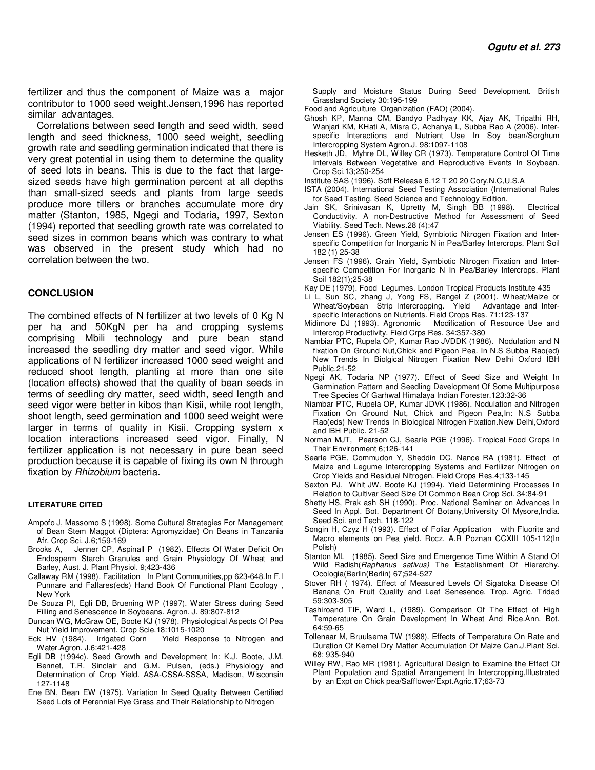fertilizer and thus the component of Maize was a major contributor to 1000 seed weight.Jensen,1996 has reported similar advantages.

Correlations between seed length and seed width, seed length and seed thickness, 1000 seed weight, seedling growth rate and seedling germination indicated that there is very great potential in using them to determine the quality of seed lots in beans. This is due to the fact that large-sized seeds have high germination percent at all depths than small-sized seeds and plants from large seeds produce more tillers or branches accumulate more dry matter (Stanton, 1985, Ngegi and Todaria, 1997, Sexton (1994) reported that seedling growth rate was correlated to seed sizes in common beans which was contrary to what was observed in the present study which had no correlation between the two.

## CONCLUSION

The combined effects of N fertilizer at two levels of 0 Kg N per ha and 50KgN per ha and cropping systems comprising Mbili technology and pure bean stand increased the seedling dry matter and seed vigor. While applications of N fertilizer increased 1000 seed weight and reduced shoot length, planting at more than one site (location effects) showed that the quality of bean seeds in terms of seedling dry matter, seed width, seed length and seed vigor were better in kibos than Kisii, while root length, shoot length, seed germination and 1000 seed weight were larger in terms of quality in Kisii. Cropping system x location interactions increased seed vigor. Finally, N fertilizer application is not necessary in pure bean seed production because it is capable of fixing its own N through fixation by *Rhizobium* bacteria.

#### LITERATURE CITED

Ampofo J, Massomo S (1998). Some Cultural Strategies For Management of Bean Stem Maggot (Diptera: Agromyzidae) On Beans in Tanzania Afr. Crop Sci. J.6;159-169

Brooks A, Jenner CP, Aspinall P (1982). Effects Of Water Deficit On Endosperm Starch Granules and Grain Physiology Of Wheat and Barley, Aust. J. Plant Physiol. 9;423-436

Callaway RM (1998). Facilitation In Plant Communities,pp 623-648.In F.I Punnare and Fallares(eds) Hand Book Of Functional Plant Ecology , New York

De Souza PI, Egli DB, Bruening WP (1997). Water Stress during Seed Filling and Senescence In Soybeans. Agron. J. 89:807-812

Duncan WG, McGraw OE, Boote KJ (1978). Physiological Aspects Of Pea Nut Yield Improvement. Crop Scie.18:1015-1020

Eck HV (1984). Irrigated Corn Yield Response to Nitrogen and Water.Agron. J.6:421-428

Egli DB (1994c). Seed Growth and Development In: K.J. Boote, J.M. Bennet, T.R. Sinclair and G.M. Pulsen, (eds.) Physiology and Determination of Crop Yield. ASA-CSSA-SSSA, Madison, Wisconsin 127-1148

Ene BN, Bean EW (1975). Variation In Seed Quality Between Certified Seed Lots of Perennial Rye Grass and Their Relationship to Nitrogen Supply and Moisture Status During Seed Development. British Grassland Society 30:195-199

Food and Agriculture Organization (FAO) (2004).

Ghosh KP, Manna CM, Bandyo Padhyay KK, Ajay AK, Tripathi RH, Wanjari KM, KHati A, Misra C, Achanya L, Subba Rao A (2006). Inter-specific Interactions and Nutrient Use In Soy bean/Sorghum Intercropping System Agron.J. 98:1097-1108

Hesketh JD, Myhre DL, Willey CR (1973). Temperature Control Of Time Intervals Between Vegetative and Reproductive Events In Soybean. Crop Sci.13;250-254

Institute SAS (1996). Soft Release 6.12 T 20 20 Cory,N.C,U.S.A

ISTA (2004). International Seed Testing Association (International Rules for Seed Testing. Seed Science and Technology Edition.

Jain SK, Srinivasan K, Upretty M, Singh BB (1998). Electrical Conductivity. A non-Destructive Method for Assessment of Seed Viability. Seed Tech. News.28 (4):47

Jensen ES (1996). Green Yield, Symbiotic Nitrogen Fixation and Inter-specific Competition for Inorganic N in Pea/Barley Intercrops. Plant Soil 182 (1) 25-38

Jensen FS (1996). Grain Yield, Symbiotic Nitrogen Fixation and Inter-specific Competition For Inorganic N In Pea/Barley Intercrops. Plant Soil 182(1);25-38

Kay DE (1979). Food Legumes. London Tropical Products Institute 435

Li L, Sun SC, zhang J, Yong FS, Rangel Z (2001). Wheat/Maize or Wheat/Soybean Strip Intercropping. Yield Advantage and Inter-specific Interactions on Nutrients. Field Crops Res. 71:123-137

Midimore DJ (1993). Agronomic Modification of Resource Use and Intercrop Productivity. Field Crps Res. 34:357-380

Nambiar PTC, Rupela OP, Kumar Rao JVDDK (1986). Nodulation and N fixation On Ground Nut,Chick and Pigeon Pea. In N.S Subba Rao(ed) New Trends In Biolgical Nitrogen Fixation New Delhi Oxford IBH Public.21-52

Ngegi AK, Todaria NP (1977). Effect of Seed Size and Weight In Germination Pattern and Seedling Development Of Some Multipurpose Tree Species Of Garhwal Himalaya Indian Forester.123:32-36

Niambar PTC, Rupela OP, Kumar JDVK (1986). Nodulation and Nitrogen Fixation On Ground Nut, Chick and Pigeon Pea,In: N.S Subba Rao(eds) New Trends In Biological Nitrogen Fixation.New Delhi,Oxford and IBH Public. 21-52

Norman MJT, Pearson CJ, Searle PGE (1996). Tropical Food Crops In Their Environment 6;126-141

Searle PGE, Commudon Y, Sheddin DC, Nance RA (1981). Effect of Maize and Legume Intercropping Systems and Fertilizer Nitrogen on Crop Yields and Residual Nitrogen. Field Crops Res.4;133-145

Sexton PJ, Whit JW, Boote KJ (1994). Yield Determining Processes In Relation to Cultivar Seed Size Of Common Bean Crop Sci. 34;84-91

Shetty HS, Prak ash SH (1990). Proc. National Seminar on Advances In Seed In Appl. Bot. Department Of Botany,University Of Mysore,India. Seed Sci. and Tech. 118-122

Songin H, Czyz H (1993). Effect of Foliar Application with Fluorite and Macro elements on Pea yield. Rocz. A.R Poznan CCXIII 105-112(In Polish)

Stanton ML (1985). Seed Size and Emergence Time Within A Stand Of Wild Radish(*Raphanus sativus)* The Establishment Of Hierarchy. Ocologia(Berlin(Berlin) 67;524-527

Stover RH ( 1974). Effect of Measured Levels Of Sigatoka Disease Of Banana On Fruit Quality and Leaf Senesence. Trop. Agric. Tridad 59;303-305

Tashiroand TIF, Ward L, (1989). Comparison Of The Effect of High Temperature On Grain Development In Wheat And Rice.Ann. Bot. 64:59-65

Tollenaar M, Bruulsema TW (1988). Effects of Temperature On Rate and Duration Of Kernel Dry Matter Accumulation Of Maize Can.J.Plant Sci. 68; 935-940

Willey RW, Rao MR (1981). Agricultural Design to Examine the Effect Of Plant Population and Spatial Arrangement In Intercropping,Illustrated by an Expt on Chick pea/Safflower/Expt.Agric.17;63-73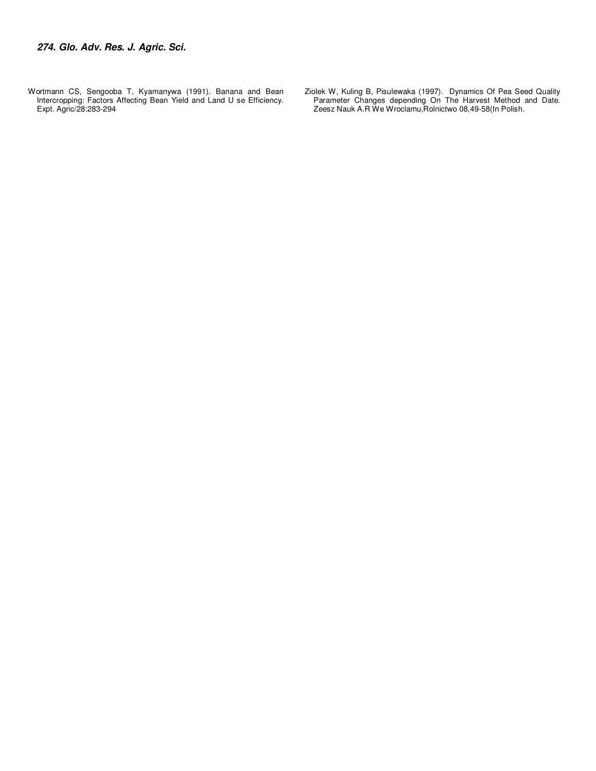Wortmann CS, Sengooba T, Kyamanywa (1991). Banana and Bean Intercropping: Factors Affecting Bean Yield and Land U se Efficiency. Expt. Agric/28:283-294

Ziolek W, Kuling B, Pisulewaka (1997). Dynamics Of Pea Seed Quality Parameter Changes depending On The Harvest Method and Date. Zeesz Nauk A.R We Wroclamu,Rolnictwo 08,49-58(In Polish.